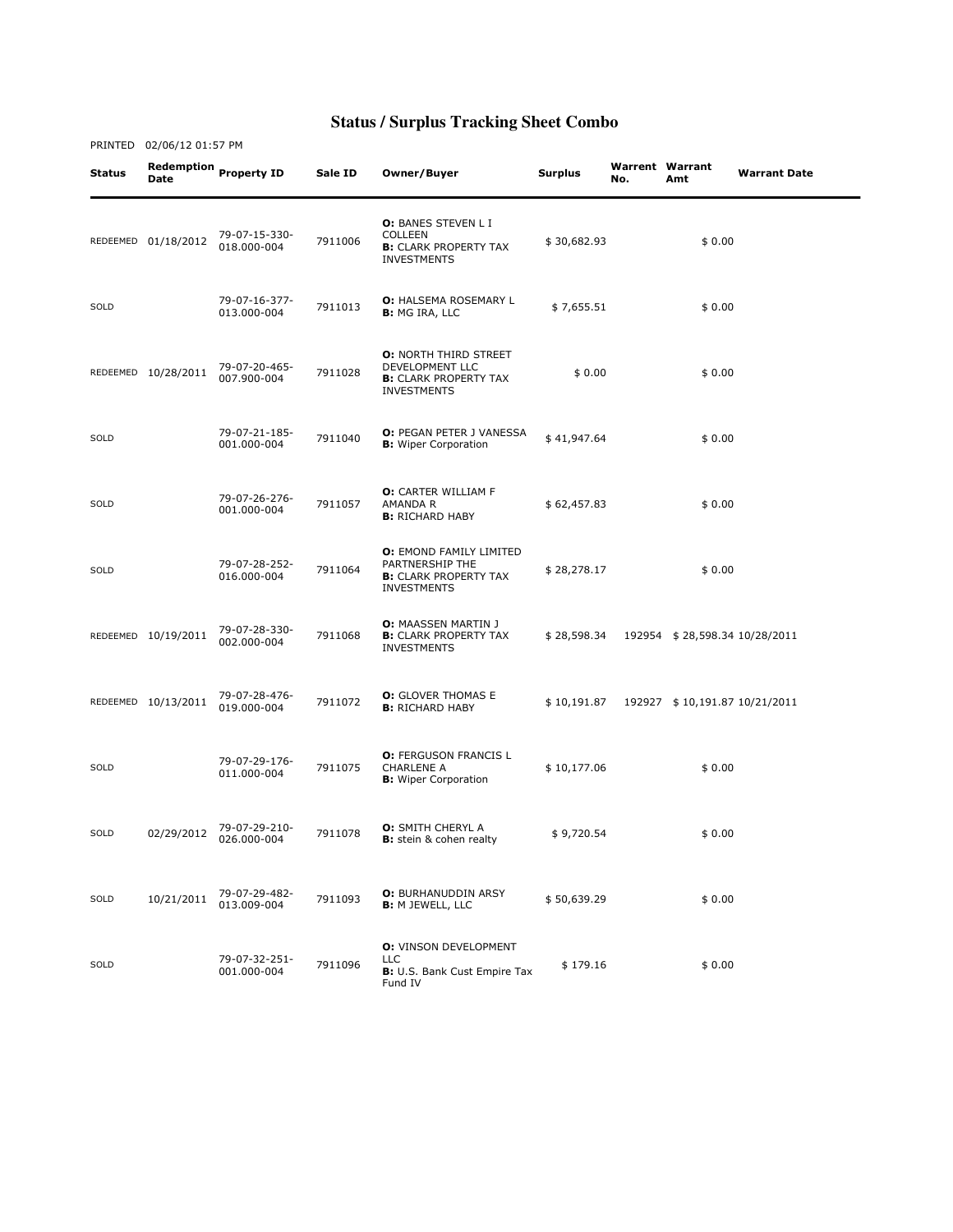# Status / Surplus Tracking Sheet Combo

PRINTED 02/06/12 01:57 PM

| Status | Redemption Date | Property ID | Sale ID | Owner/Buyer | Surplus | Warrent No. | Warrant Amt | Warrant Date |
|---|---|---|---|---|---|---|---|---|
| REDEEMED | 01/18/2012 | 79-07-15-330-018.000-004 | 7911006 | **O:** BANES STEVEN L I COLLEEN **B:** CLARK PROPERTY TAX INVESTMENTS | $ 30,682.93 | | $ 0.00 | |
| SOLD | | 79-07-16-377-013.000-004 | 7911013 | **O:** HALSEMA ROSEMARY L **B:** MG IRA, LLC | $ 7,655.51 | | $ 0.00 | |
| REDEEMED | 10/28/2011 | 79-07-20-465-007.900-004 | 7911028 | **O:** NORTH THIRD STREET DEVELOPMENT LLC **B:** CLARK PROPERTY TAX INVESTMENTS | $ 0.00 | | $ 0.00 | |
| SOLD | | 79-07-21-185-001.000-004 | 7911040 | **O:** PEGAN PETER J VANESSA **B:** Wiper Corporation | $ 41,947.64 | | $ 0.00 | |
| SOLD | | 79-07-26-276-001.000-004 | 7911057 | **O:** CARTER WILLIAM F AMANDA R **B:** RICHARD HABY | $ 62,457.83 | | $ 0.00 | |
| SOLD | | 79-07-28-252-016.000-004 | 7911064 | **O:** EMOND FAMILY LIMITED PARTNERSHIP THE **B:** CLARK PROPERTY TAX INVESTMENTS | $ 28,278.17 | | $ 0.00 | |
| REDEEMED | 10/19/2011 | 79-07-28-330-002.000-004 | 7911068 | **O:** MAASSEN MARTIN J **B:** CLARK PROPERTY TAX INVESTMENTS | $ 28,598.34 | 192954 | $ 28,598.34 | 10/28/2011 |
| REDEEMED | 10/13/2011 | 79-07-28-476-019.000-004 | 7911072 | **O:** GLOVER THOMAS E **B:** RICHARD HABY | $ 10,191.87 | 192927 | $ 10,191.87 | 10/21/2011 |
| SOLD | | 79-07-29-176-011.000-004 | 7911075 | **O:** FERGUSON FRANCIS L CHARLENE A **B:** Wiper Corporation | $ 10,177.06 | | $ 0.00 | |
| SOLD | 02/29/2012 | 79-07-29-210-026.000-004 | 7911078 | **O:** SMITH CHERYL A **B:** stein & cohen realty | $ 9,720.54 | | $ 0.00 | |
| SOLD | 10/21/2011 | 79-07-29-482-013.009-004 | 7911093 | **O:** BURHANUDDIN ARSY **B:** M JEWELL, LLC | $ 50,639.29 | | $ 0.00 | |
| SOLD | | 79-07-32-251-001.000-004 | 7911096 | **O:** VINSON DEVELOPMENT LLC **B:** U.S. Bank Cust Empire Tax Fund IV | $ 179.16 | | $ 0.00 | |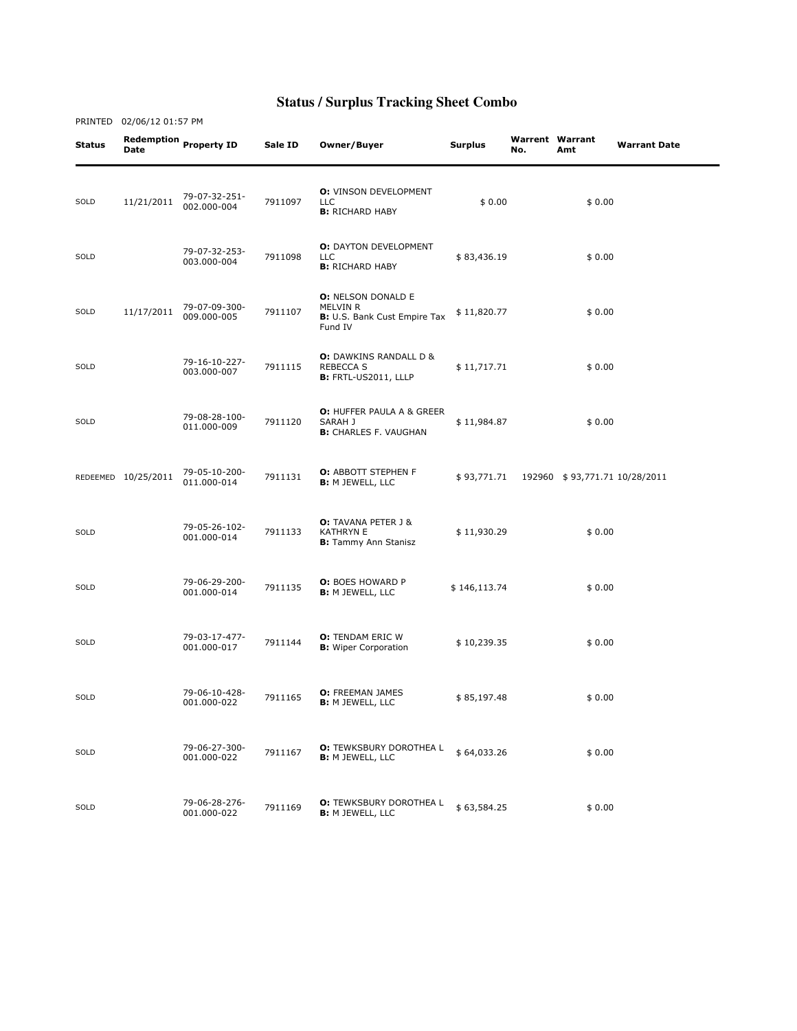# Status / Surplus Tracking Sheet Combo

PRINTED 02/06/12 01:57 PM

| Status | Redemption Date | Property ID | Sale ID | Owner/Buyer | Surplus | Warrent No. | Warrant Amt | Warrant Date |
|---|---|---|---|---|---|---|---|---|
| SOLD | 11/21/2011 | 79-07-32-251-002.000-004 | 7911097 | **O:** VINSON DEVELOPMENT LLC **B:** RICHARD HABY | $ 0.00 | | $ 0.00 | |
| SOLD | | 79-07-32-253-003.000-004 | 7911098 | **O:** DAYTON DEVELOPMENT LLC **B:** RICHARD HABY | $ 83,436.19 | | $ 0.00 | |
| SOLD | 11/17/2011 | 79-07-09-300-009.000-005 | 7911107 | **O:** NELSON DONALD E MELVIN R **B:** U.S. Bank Cust Empire Tax Fund IV | $ 11,820.77 | | $ 0.00 | |
| SOLD | | 79-16-10-227-003.000-007 | 7911115 | **O:** DAWKINS RANDALL D & REBECCA S **B:** FRTL-US2011, LLLP | $ 11,717.71 | | $ 0.00 | |
| SOLD | | 79-08-28-100-011.000-009 | 7911120 | **O:** HUFFER PAULA A & GREER SARAH J **B:** CHARLES F. VAUGHAN | $ 11,984.87 | | $ 0.00 | |
| REDEEMED | 10/25/2011 | 79-05-10-200-011.000-014 | 7911131 | **O:** ABBOTT STEPHEN F **B:** M JEWELL, LLC | $ 93,771.71 | 192960 | $ 93,771.71 | 10/28/2011 |
| SOLD | | 79-05-26-102-001.000-014 | 7911133 | **O:** TAVANA PETER J & KATHRYN E **B:** Tammy Ann Stanisz | $ 11,930.29 | | $ 0.00 | |
| SOLD | | 79-06-29-200-001.000-014 | 7911135 | **O:** BOES HOWARD P **B:** M JEWELL, LLC | $ 146,113.74 | | $ 0.00 | |
| SOLD | | 79-03-17-477-001.000-017 | 7911144 | **O:** TENDAM ERIC W **B:** Wiper Corporation | $ 10,239.35 | | $ 0.00 | |
| SOLD | | 79-06-10-428-001.000-022 | 7911165 | **O:** FREEMAN JAMES **B:** M JEWELL, LLC | $ 85,197.48 | | $ 0.00 | |
| SOLD | | 79-06-27-300-001.000-022 | 7911167 | **O:** TEWKSBURY DOROTHEA L **B:** M JEWELL, LLC | $ 64,033.26 | | $ 0.00 | |
| SOLD | | 79-06-28-276-001.000-022 | 7911169 | **O:** TEWKSBURY DOROTHEA L **B:** M JEWELL, LLC | $ 63,584.25 | | $ 0.00 | |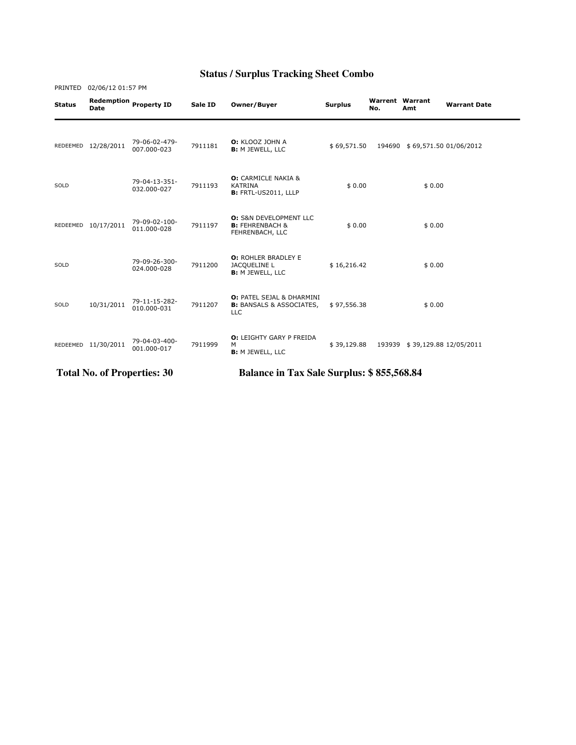# Status / Surplus Tracking Sheet Combo

PRINTED 02/06/12 01:57 PM

| Status | Redemption Date | Property ID | Sale ID | Owner/Buyer | Surplus | Warrent No. | Warrant Amt | Warrant Date |
|---|---|---|---|---|---|---|---|---|
| REDEEMED | 12/28/2011 | 79-06-02-479-007.000-023 | 7911181 | **O:** KLOOZ JOHN A **B:** M JEWELL, LLC | $ 69,571.50 | 194690 | $ 69,571.50 | 01/06/2012 |
| SOLD | | 79-04-13-351-032.000-027 | 7911193 | **O:** CARMICLE NAKIA & KATRINA **B:** FRTL-US2011, LLLP | $ 0.00 | | $ 0.00 | |
| REDEEMED | 10/17/2011 | 79-09-02-100-011.000-028 | 7911197 | **O:** S&N DEVELOPMENT LLC **B:** FEHRENBACH & FEHRENBACH, LLC | $ 0.00 | | $ 0.00 | |
| SOLD | | 79-09-26-300-024.000-028 | 7911200 | **O:** ROHLER BRADLEY E JACQUELINE L **B:** M JEWELL, LLC | $ 16,216.42 | | $ 0.00 | |
| SOLD | 10/31/2011 | 79-11-15-282-010.000-031 | 7911207 | **O:** PATEL SEJAL & DHARMINI **B:** BANSALS & ASSOCIATES, LLC | $ 97,556.38 | | $ 0.00 | |
| REDEEMED | 11/30/2011 | 79-04-03-400-001.000-017 | 7911999 | **O:** LEIGHTY GARY P FREIDA M **B:** M JEWELL, LLC | $ 39,129.88 | 193939 | $ 39,129.88 | 12/05/2011 |

**Total No. of Properties: 30**

**Balance in Tax Sale Surplus: $ 855,568.84**